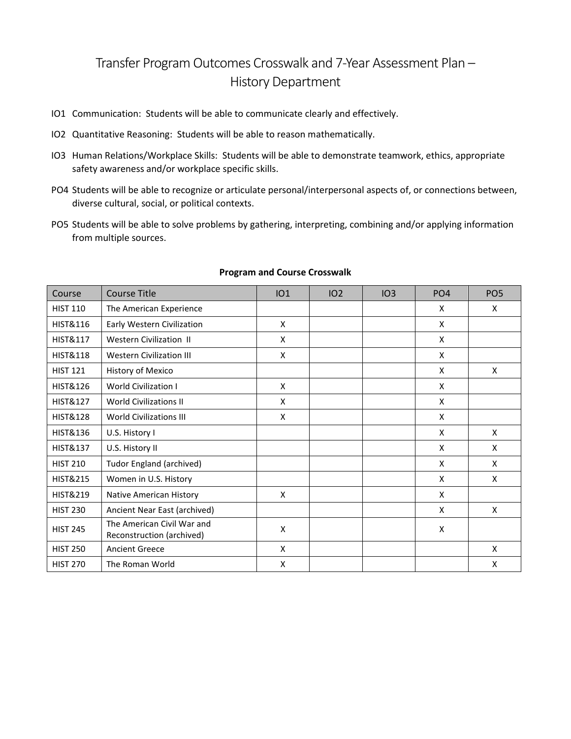# Transfer Program Outcomes Crosswalk and 7-Year Assessment Plan – History Department

IO1 Communication: Students will be able to communicate clearly and effectively.

IO2 Quantitative Reasoning: Students will be able to reason mathematically.

IO3 Human Relations/Workplace Skills: Students will be able to demonstrate teamwork, ethics, appropriate safety awareness and/or workplace specific skills.

PO4 Students will be able to recognize or articulate personal/interpersonal aspects of, or connections between, diverse cultural, social, or political contexts.

PO5 Students will be able to solve problems by gathering, interpreting, combining and/or applying information from multiple sources.

**Program and Course Crosswalk**

| Course | Course Title | IO1 | IO2 | IO3 | PO4 | PO5 |
|---|---|---|---|---|---|---|
| HIST 110 | The American Experience | | | | X | X |
| HIST&116 | Early Western Civilization | X | | | X | |
| HIST&117 | Western Civilization II | X | | | X | |
| HIST&118 | Western Civilization III | X | | | X | |
| HIST 121 | History of Mexico | | | | X | X |
| HIST&126 | World Civilization I | X | | | X | |
| HIST&127 | World Civilizations II | X | | | X | |
| HIST&128 | World Civilizations III | X | | | X | |
| HIST&136 | U.S. History I | | | | X | X |
| HIST&137 | U.S. History II | | | | X | X |
| HIST 210 | Tudor England (archived) | | | | X | X |
| HIST&215 | Women in U.S. History | | | | X | X |
| HIST&219 | Native American History | X | | | X | |
| HIST 230 | Ancient Near East (archived) | | | | X | X |
| HIST 245 | The American Civil War and Reconstruction (archived) | X | | | X | |
| HIST 250 | Ancient Greece | X | | | | X |
| HIST 270 | The Roman World | X | | | | X |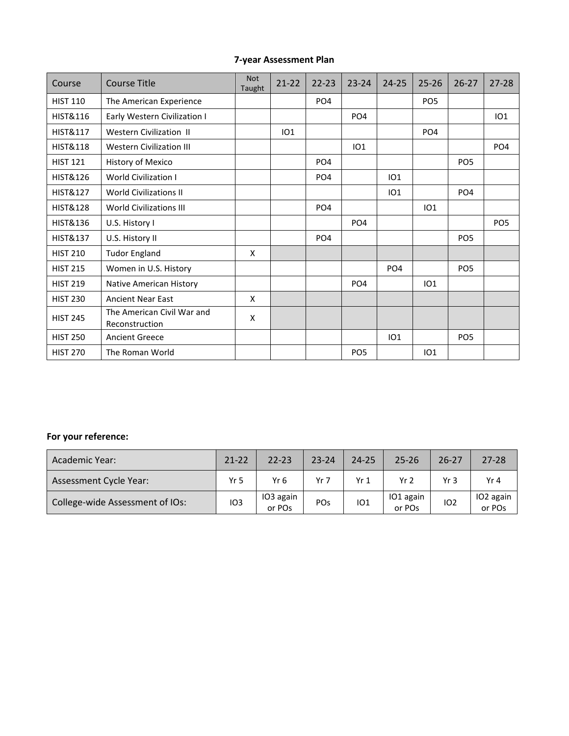**7-year Assessment Plan**

| Course | Course Title | Not Taught | 21-22 | 22-23 | 23-24 | 24-25 | 25-26 | 26-27 | 27-28 |
|---|---|---|---|---|---|---|---|---|---|
| HIST 110 | The American Experience | | | PO4 | | | PO5 | | |
| HIST&116 | Early Western Civilization I | | | | PO4 | | | | IO1 |
| HIST&117 | Western Civilization II | | IO1 | | | | PO4 | | |
| HIST&118 | Western Civilization III | | | | IO1 | | | | PO4 |
| HIST 121 | History of Mexico | | | PO4 | | | | PO5 | |
| HIST&126 | World Civilization I | | | PO4 | | IO1 | | | |
| HIST&127 | World Civilizations II | | | | | IO1 | | PO4 | |
| HIST&128 | World Civilizations III | | | PO4 | | | IO1 | | |
| HIST&136 | U.S. History I | | | | PO4 | | | | PO5 |
| HIST&137 | U.S. History II | | | PO4 | | | | PO5 | |
| HIST 210 | Tudor England | X | | | | | | | |
| HIST 215 | Women in U.S. History | | | | | PO4 | | PO5 | |
| HIST 219 | Native American History | | | | PO4 | | IO1 | | |
| HIST 230 | Ancient Near East | X | | | | | | | |
| HIST 245 | The American Civil War and Reconstruction | X | | | | | | | |
| HIST 250 | Ancient Greece | | | | | IO1 | | PO5 | |
| HIST 270 | The Roman World | | | | PO5 | | IO1 | | |

**For your reference:**

| Academic Year: | 21-22 | 22-23 | 23-24 | 24-25 | 25-26 | 26-27 | 27-28 |
|---|---|---|---|---|---|---|---|
| Assessment Cycle Year: | Yr 5 | Yr 6 | Yr 7 | Yr 1 | Yr 2 | Yr 3 | Yr 4 |
| College-wide Assessment of IOs: | IO3 | IO3 again or POs | POs | IO1 | IO1 again or POs | IO2 | IO2 again or POs |